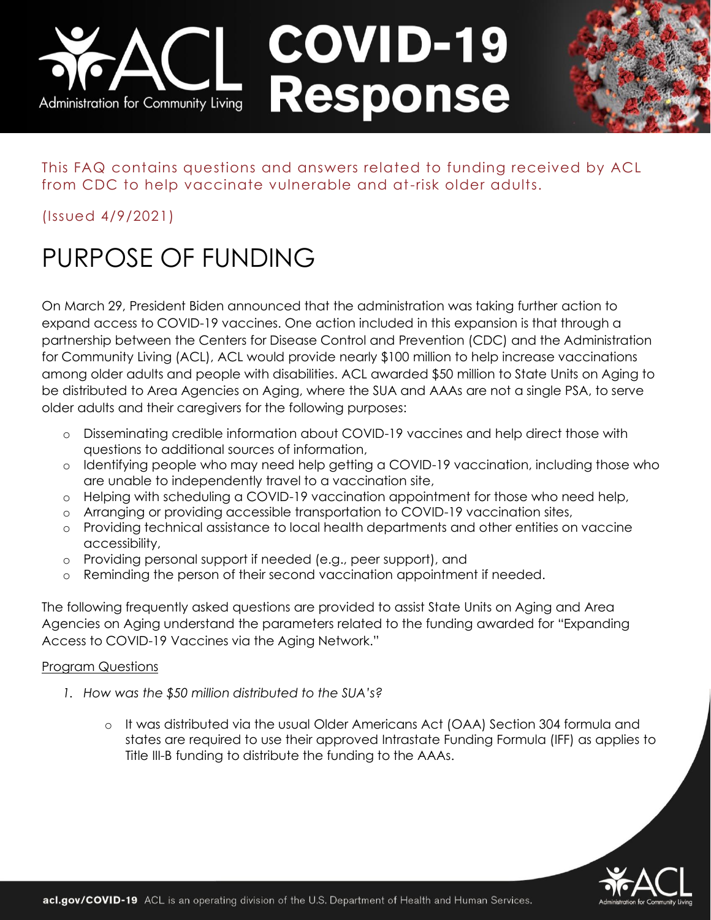# ACL COVID-19 Response

This FAQ contains questions and answers related to funding received by ACL from CDC to help vaccinate vulnerable and at-risk older adults.

(Issued 4/9/2021)

## PURPOSE OF FUNDING

On March 29, President Biden announced that the administration was taking further action to expand access to COVID-19 vaccines. One action included in this expansion is that through a partnership between the Centers for Disease Control and Prevention (CDC) and the Administration for Community Living (ACL), ACL would provide nearly $100 million to help increase vaccinations among older adults and people with disabilities. ACL awarded $50 million to State Units on Aging to be distributed to Area Agencies on Aging, where the SUA and AAAs are not a single PSA, to serve older adults and their caregivers for the following purposes:

- Disseminating credible information about COVID-19 vaccines and help direct those with questions to additional sources of information,
- Identifying people who may need help getting a COVID-19 vaccination, including those who are unable to independently travel to a vaccination site,
- Helping with scheduling a COVID-19 vaccination appointment for those who need help,
- Arranging or providing accessible transportation to COVID-19 vaccination sites,
- Providing technical assistance to local health departments and other entities on vaccine accessibility,
- Providing personal support if needed (e.g., peer support), and
- Reminding the person of their second vaccination appointment if needed.

The following frequently asked questions are provided to assist State Units on Aging and Area Agencies on Aging understand the parameters related to the funding awarded for "Expanding Access to COVID-19 Vaccines via the Aging Network."

<u>Program Questions</u>

1. *How was the $50 million distributed to the SUA's?*

    - It was distributed via the usual Older Americans Act (OAA) Section 304 formula and states are required to use their approved Intrastate Funding Formula (IFF) as applies to Title III-B funding to distribute the funding to the AAAs.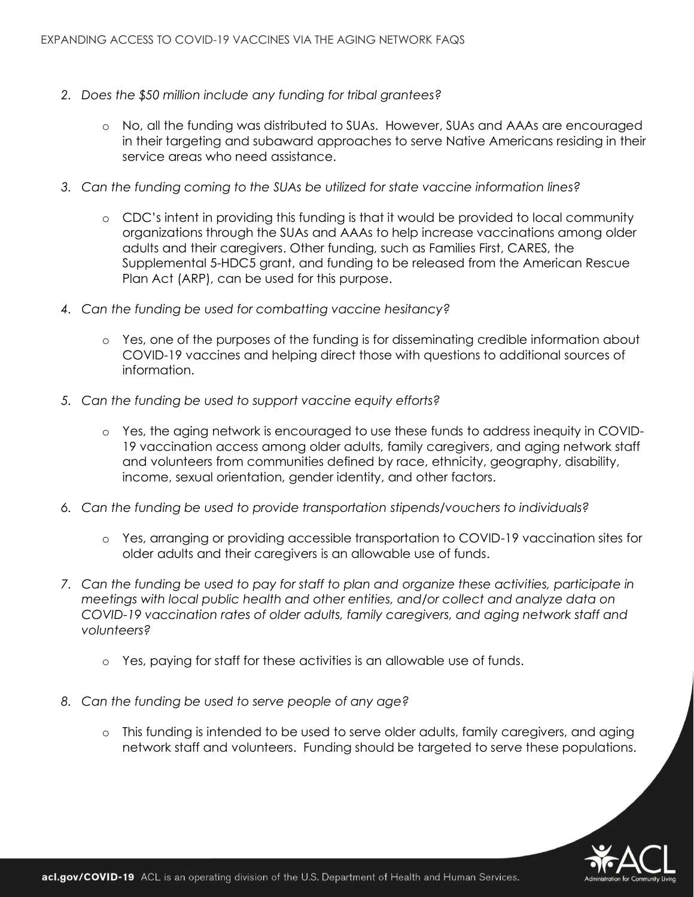2. *Does the $50 million include any funding for tribal grantees?*

   - No, all the funding was distributed to SUAs. However, SUAs and AAAs are encouraged in their targeting and subaward approaches to serve Native Americans residing in their service areas who need assistance.

3. *Can the funding coming to the SUAs be utilized for state vaccine information lines?*

   - CDC's intent in providing this funding is that it would be provided to local community organizations through the SUAs and AAAs to help increase vaccinations among older adults and their caregivers. Other funding, such as Families First, CARES, the Supplemental 5-HDC5 grant, and funding to be released from the American Rescue Plan Act (ARP), can be used for this purpose.

4. *Can the funding be used for combatting vaccine hesitancy?*

   - Yes, one of the purposes of the funding is for disseminating credible information about COVID-19 vaccines and helping direct those with questions to additional sources of information.

5. *Can the funding be used to support vaccine equity efforts?*

   - Yes, the aging network is encouraged to use these funds to address inequity in COVID-19 vaccination access among older adults, family caregivers, and aging network staff and volunteers from communities defined by race, ethnicity, geography, disability, income, sexual orientation, gender identity, and other factors.

6. *Can the funding be used to provide transportation stipends/vouchers to individuals?*

   - Yes, arranging or providing accessible transportation to COVID-19 vaccination sites for older adults and their caregivers is an allowable use of funds.

7. *Can the funding be used to pay for staff to plan and organize these activities, participate in meetings with local public health and other entities, and/or collect and analyze data on COVID-19 vaccination rates of older adults, family caregivers, and aging network staff and volunteers?*

   - Yes, paying for staff for these activities is an allowable use of funds.

8. *Can the funding be used to serve people of any age?*

   - This funding is intended to be used to serve older adults, family caregivers, and aging network staff and volunteers. Funding should be targeted to serve these populations.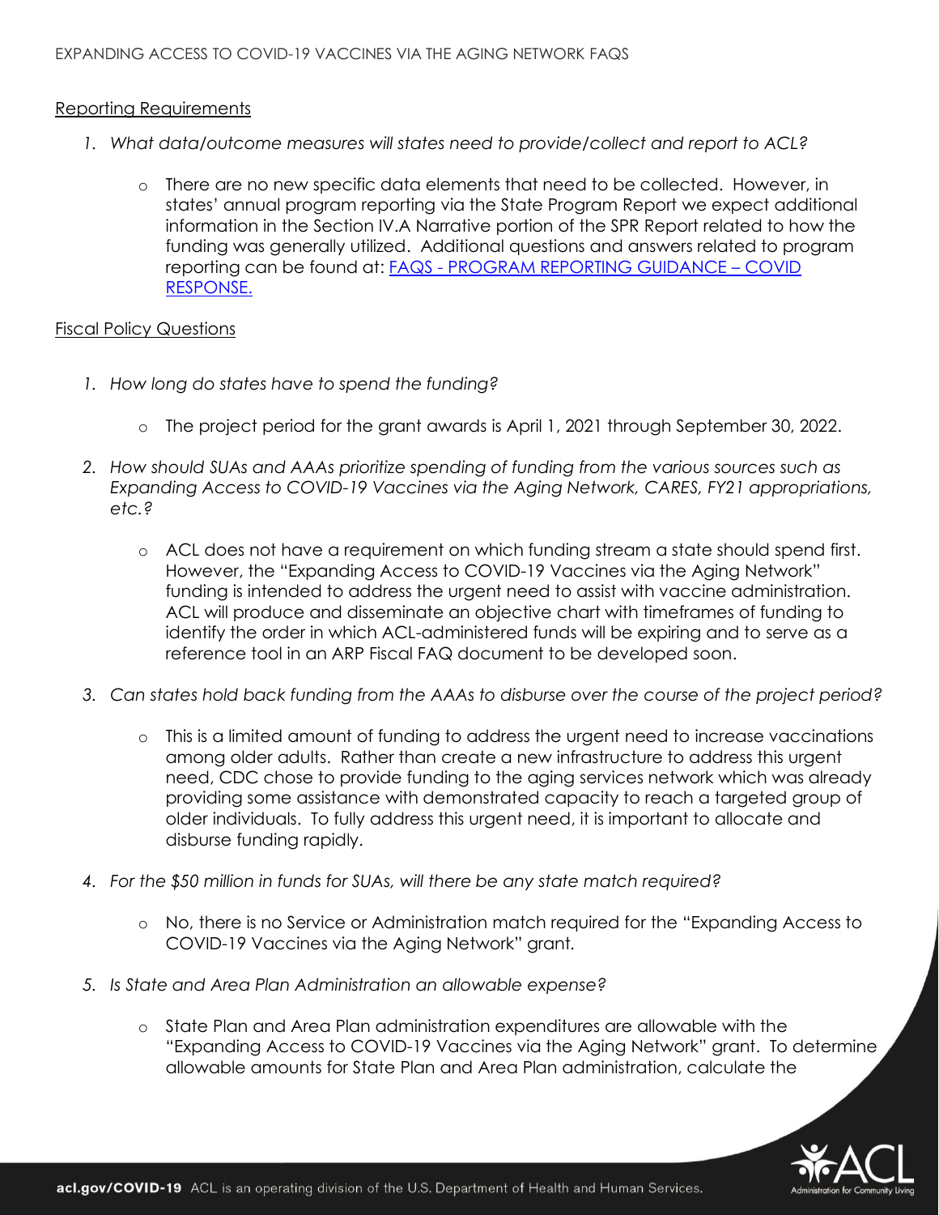## Reporting Requirements

1. *What data/outcome measures will states need to provide/collect and report to ACL?*

   - There are no new specific data elements that need to be collected. However, in states' annual program reporting via the State Program Report we expect additional information in the Section IV.A Narrative portion of the SPR Report related to how the funding was generally utilized. Additional questions and answers related to program reporting can be found at: [FAQS - PROGRAM REPORTING GUIDANCE – COVID RESPONSE.]()

## Fiscal Policy Questions

1. *How long do states have to spend the funding?*

   - The project period for the grant awards is April 1, 2021 through September 30, 2022.

2. *How should SUAs and AAAs prioritize spending of funding from the various sources such as Expanding Access to COVID-19 Vaccines via the Aging Network, CARES, FY21 appropriations, etc.?*

   - ACL does not have a requirement on which funding stream a state should spend first. However, the "Expanding Access to COVID-19 Vaccines via the Aging Network" funding is intended to address the urgent need to assist with vaccine administration. ACL will produce and disseminate an objective chart with timeframes of funding to identify the order in which ACL-administered funds will be expiring and to serve as a reference tool in an ARP Fiscal FAQ document to be developed soon.

3. *Can states hold back funding from the AAAs to disburse over the course of the project period?*

   - This is a limited amount of funding to address the urgent need to increase vaccinations among older adults. Rather than create a new infrastructure to address this urgent need, CDC chose to provide funding to the aging services network which was already providing some assistance with demonstrated capacity to reach a targeted group of older individuals. To fully address this urgent need, it is important to allocate and disburse funding rapidly.

4. *For the $50 million in funds for SUAs, will there be any state match required?*

   - No, there is no Service or Administration match required for the "Expanding Access to COVID-19 Vaccines via the Aging Network" grant.

5. *Is State and Area Plan Administration an allowable expense?*

   - State Plan and Area Plan administration expenditures are allowable with the "Expanding Access to COVID-19 Vaccines via the Aging Network" grant. To determine allowable amounts for State Plan and Area Plan administration, calculate the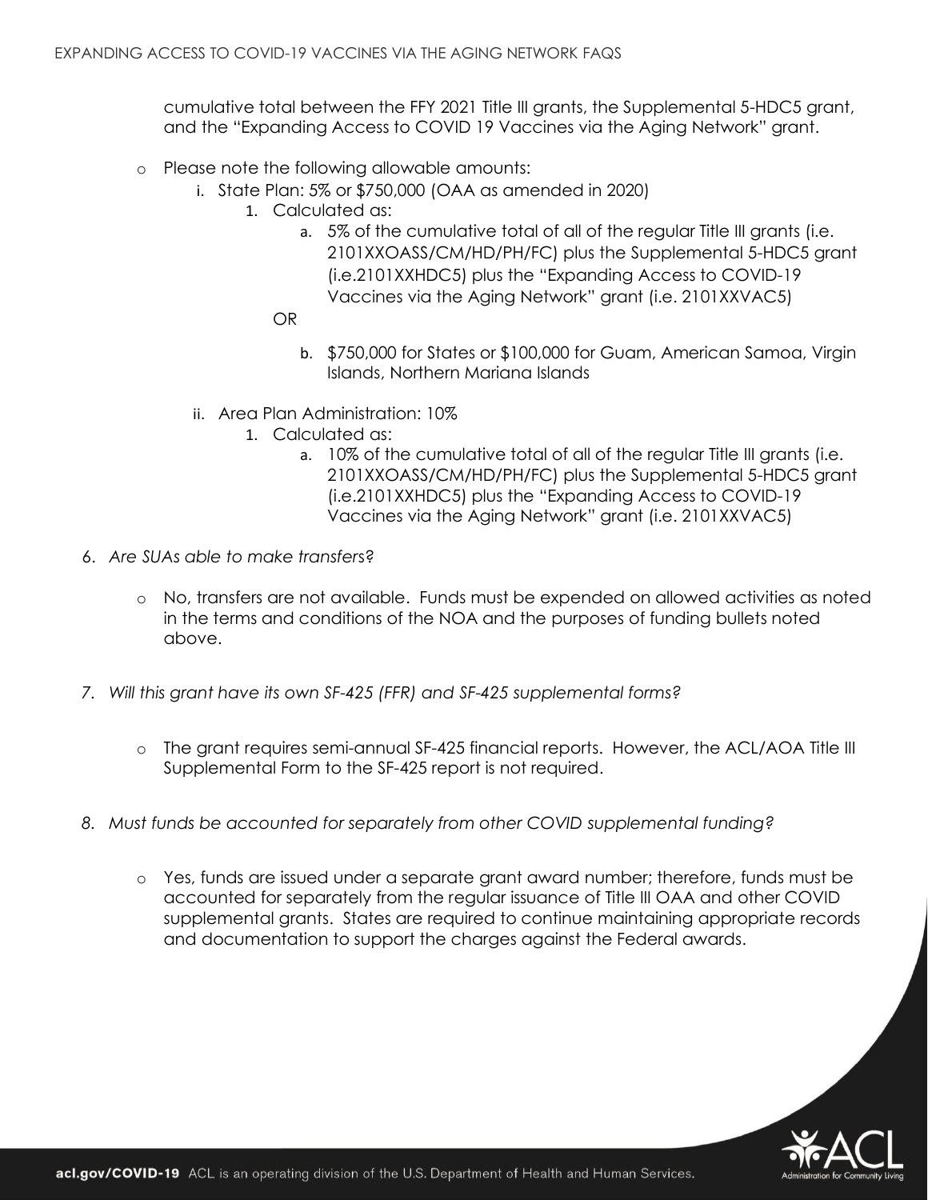cumulative total between the FFY 2021 Title III grants, the Supplemental 5-HDC5 grant, and the "Expanding Access to COVID 19 Vaccines via the Aging Network" grant.

- Please note the following allowable amounts:
  - i. State Plan: 5% or $750,000 (OAA as amended in 2020)
    1. Calculated as:
       - a. 5% of the cumulative total of all of the regular Title III grants (i.e. 2101XXOASS/CM/HD/PH/FC) plus the Supplemental 5-HDC5 grant (i.e.2101XXHDC5) plus the "Expanding Access to COVID-19 Vaccines via the Aging Network" grant (i.e. 2101XXVAC5)

       OR

       - b. $750,000 for States or $100,000 for Guam, American Samoa, Virgin Islands, Northern Mariana Islands
  - ii. Area Plan Administration: 10%
    1. Calculated as:
       - a. 10% of the cumulative total of all of the regular Title III grants (i.e. 2101XXOASS/CM/HD/PH/FC) plus the Supplemental 5-HDC5 grant (i.e.2101XXHDC5) plus the "Expanding Access to COVID-19 Vaccines via the Aging Network" grant (i.e. 2101XXVAC5)

6. *Are SUAs able to make transfers?*

   - No, transfers are not available. Funds must be expended on allowed activities as noted in the terms and conditions of the NOA and the purposes of funding bullets noted above.

7. *Will this grant have its own SF-425 (FFR) and SF-425 supplemental forms?*

   - The grant requires semi-annual SF-425 financial reports. However, the ACL/AOA Title III Supplemental Form to the SF-425 report is not required.

8. *Must funds be accounted for separately from other COVID supplemental funding?*

   - Yes, funds are issued under a separate grant award number; therefore, funds must be accounted for separately from the regular issuance of Title III OAA and other COVID supplemental grants. States are required to continue maintaining appropriate records and documentation to support the charges against the Federal awards.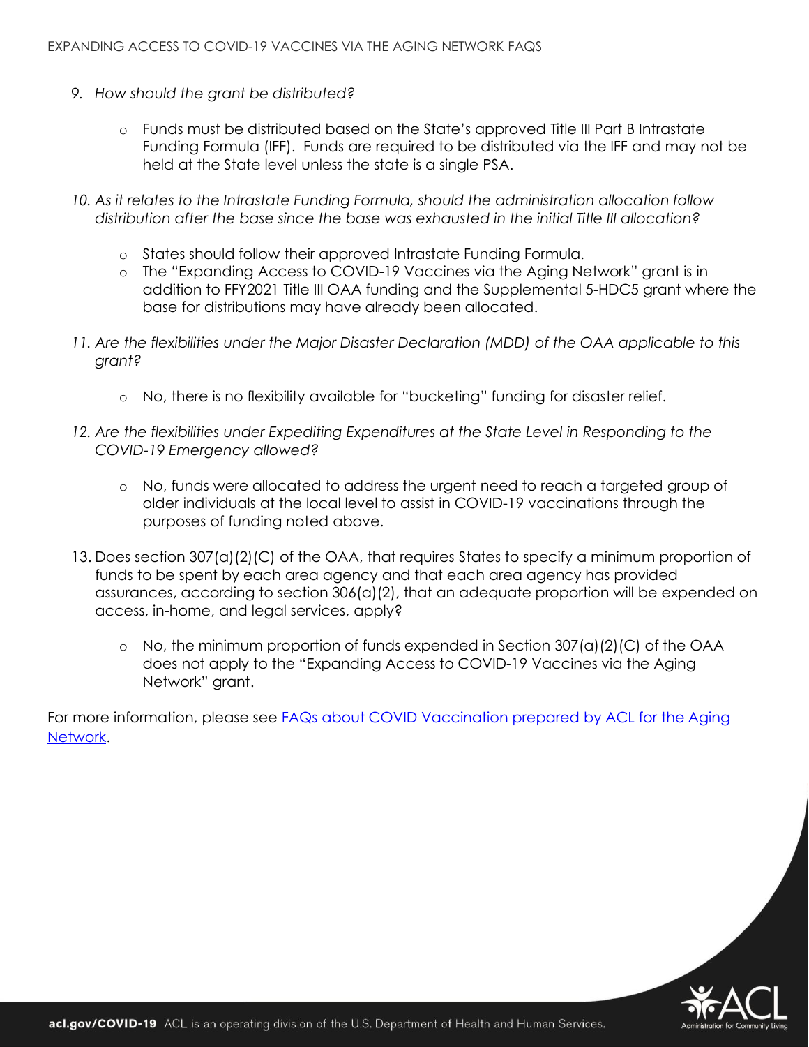9. *How should the grant be distributed?*

    - Funds must be distributed based on the State's approved Title III Part B Intrastate Funding Formula (IFF). Funds are required to be distributed via the IFF and may not be held at the State level unless the state is a single PSA.

10. *As it relates to the Intrastate Funding Formula, should the administration allocation follow distribution after the base since the base was exhausted in the initial Title III allocation?*

    - States should follow their approved Intrastate Funding Formula.
    - The "Expanding Access to COVID-19 Vaccines via the Aging Network" grant is in addition to FFY2021 Title III OAA funding and the Supplemental 5-HDC5 grant where the base for distributions may have already been allocated.

11. *Are the flexibilities under the Major Disaster Declaration (MDD) of the OAA applicable to this grant?*

    - No, there is no flexibility available for "bucketing" funding for disaster relief.

12. *Are the flexibilities under Expediting Expenditures at the State Level in Responding to the COVID-19 Emergency allowed?*

    - No, funds were allocated to address the urgent need to reach a targeted group of older individuals at the local level to assist in COVID-19 vaccinations through the purposes of funding noted above.

13. Does section 307(a)(2)(C) of the OAA, that requires States to specify a minimum proportion of funds to be spent by each area agency and that each area agency has provided assurances, according to section 306(a)(2), that an adequate proportion will be expended on access, in-home, and legal services, apply?

    - No, the minimum proportion of funds expended in Section 307(a)(2)(C) of the OAA does not apply to the "Expanding Access to COVID-19 Vaccines via the Aging Network" grant.

For more information, please see [FAQs about COVID Vaccination prepared by ACL for the Aging Network](#).